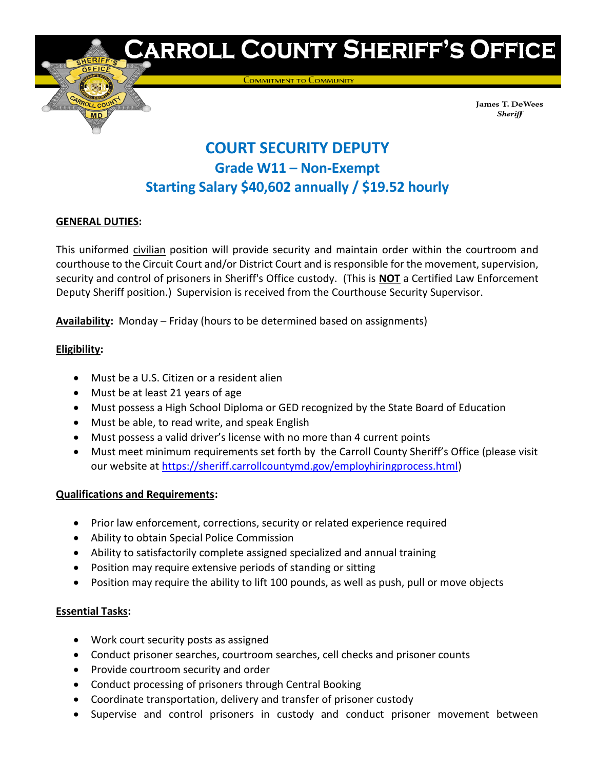# Carroll County Sheriff's Office

Commitment to Community

James T. DeWees
*Sheriff*

## COURT SECURITY DEPUTY

### Grade W11 – Non-Exempt

### Starting Salary $40,602 annually / $19.52 hourly

**GENERAL DUTIES:**

This uniformed civilian position will provide security and maintain order within the courtroom and courthouse to the Circuit Court and/or District Court and is responsible for the movement, supervision, security and control of prisoners in Sheriff's Office custody. (This is **NOT** a Certified Law Enforcement Deputy Sheriff position.) Supervision is received from the Courthouse Security Supervisor.

**Availability:** Monday – Friday (hours to be determined based on assignments)

**Eligibility:**

- Must be a U.S. Citizen or a resident alien
- Must be at least 21 years of age
- Must possess a High School Diploma or GED recognized by the State Board of Education
- Must be able, to read write, and speak English
- Must possess a valid driver's license with no more than 4 current points
- Must meet minimum requirements set forth by the Carroll County Sheriff's Office (please visit our website at https://sheriff.carrollcountymd.gov/employhiringprocess.html)

**Qualifications and Requirements:**

- Prior law enforcement, corrections, security or related experience required
- Ability to obtain Special Police Commission
- Ability to satisfactorily complete assigned specialized and annual training
- Position may require extensive periods of standing or sitting
- Position may require the ability to lift 100 pounds, as well as push, pull or move objects

**Essential Tasks:**

- Work court security posts as assigned
- Conduct prisoner searches, courtroom searches, cell checks and prisoner counts
- Provide courtroom security and order
- Conduct processing of prisoners through Central Booking
- Coordinate transportation, delivery and transfer of prisoner custody
- Supervise and control prisoners in custody and conduct prisoner movement between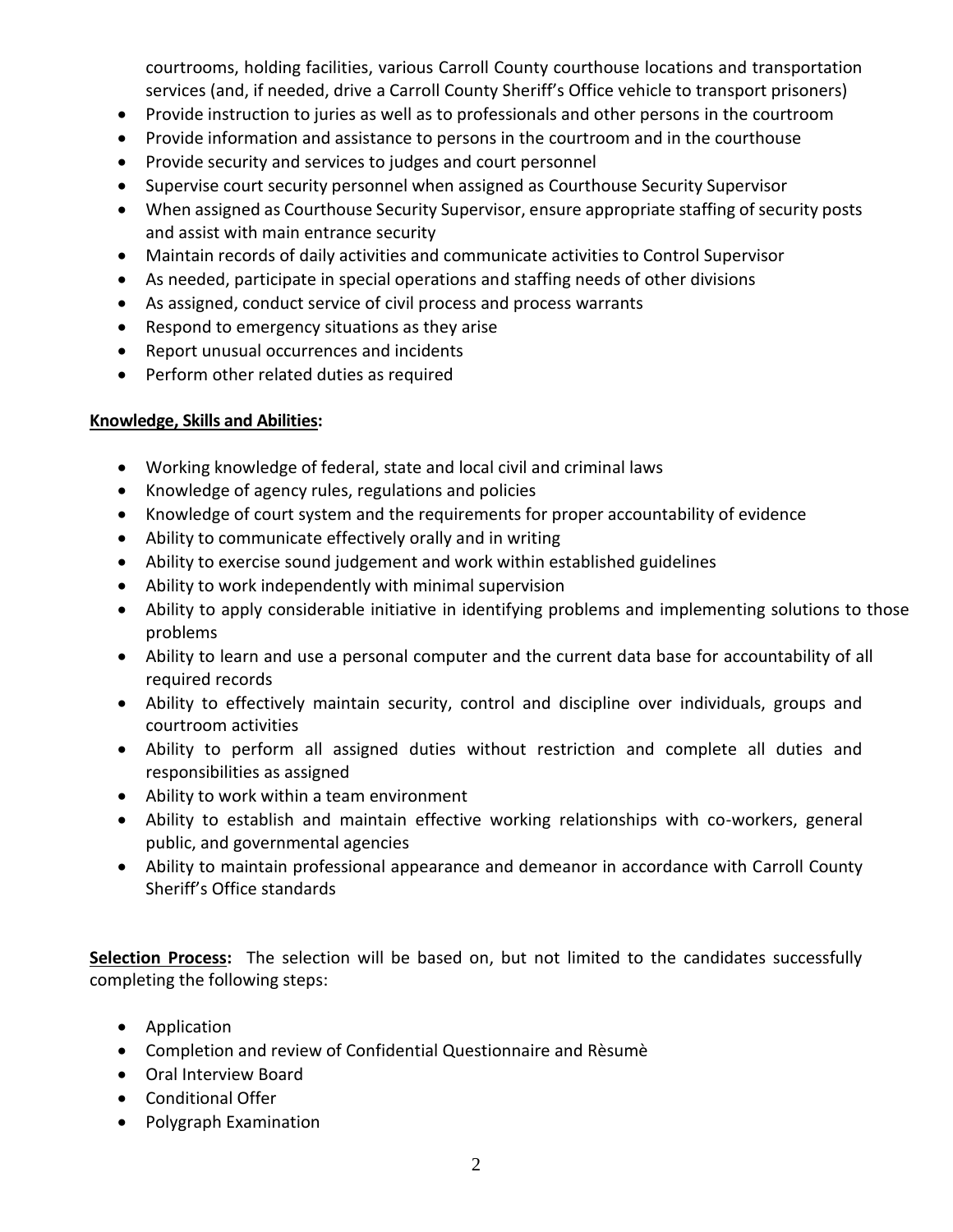courtrooms, holding facilities, various Carroll County courthouse locations and transportation services (and, if needed, drive a Carroll County Sheriff's Office vehicle to transport prisoners)

- Provide instruction to juries as well as to professionals and other persons in the courtroom
- Provide information and assistance to persons in the courtroom and in the courthouse
- Provide security and services to judges and court personnel
- Supervise court security personnel when assigned as Courthouse Security Supervisor
- When assigned as Courthouse Security Supervisor, ensure appropriate staffing of security posts and assist with main entrance security
- Maintain records of daily activities and communicate activities to Control Supervisor
- As needed, participate in special operations and staffing needs of other divisions
- As assigned, conduct service of civil process and process warrants
- Respond to emergency situations as they arise
- Report unusual occurrences and incidents
- Perform other related duties as required

**Knowledge, Skills and Abilities:**

- Working knowledge of federal, state and local civil and criminal laws
- Knowledge of agency rules, regulations and policies
- Knowledge of court system and the requirements for proper accountability of evidence
- Ability to communicate effectively orally and in writing
- Ability to exercise sound judgement and work within established guidelines
- Ability to work independently with minimal supervision
- Ability to apply considerable initiative in identifying problems and implementing solutions to those problems
- Ability to learn and use a personal computer and the current data base for accountability of all required records
- Ability to effectively maintain security, control and discipline over individuals, groups and courtroom activities
- Ability to perform all assigned duties without restriction and complete all duties and responsibilities as assigned
- Ability to work within a team environment
- Ability to establish and maintain effective working relationships with co-workers, general public, and governmental agencies
- Ability to maintain professional appearance and demeanor in accordance with Carroll County Sheriff's Office standards

**Selection Process:** The selection will be based on, but not limited to the candidates successfully completing the following steps:

- Application
- Completion and review of Confidential Questionnaire and Rèsumè
- Oral Interview Board
- Conditional Offer
- Polygraph Examination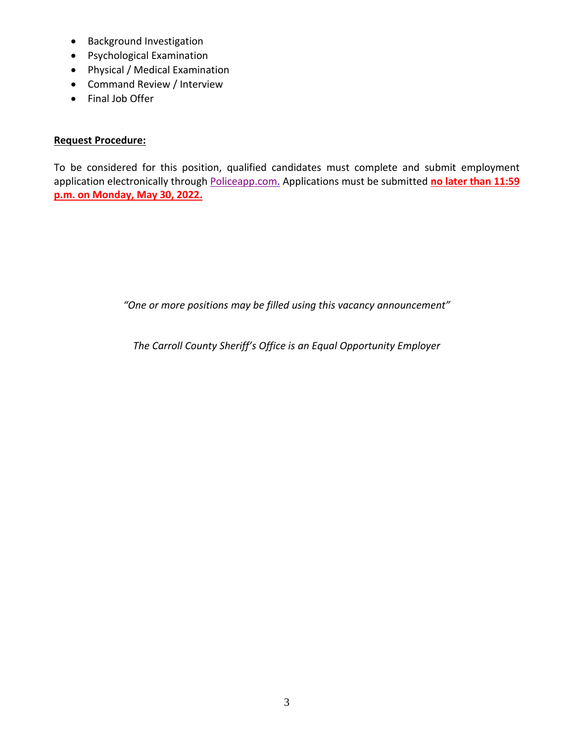- Background Investigation
- Psychological Examination
- Physical / Medical Examination
- Command Review / Interview
- Final Job Offer

**Request Procedure:**

To be considered for this position, qualified candidates must complete and submit employment application electronically through Policeapp.com. Applications must be submitted **no later than 11:59 p.m. on Monday, May 30, 2022.**

*"One or more positions may be filled using this vacancy announcement"*

*The Carroll County Sheriff's Office is an Equal Opportunity Employer*